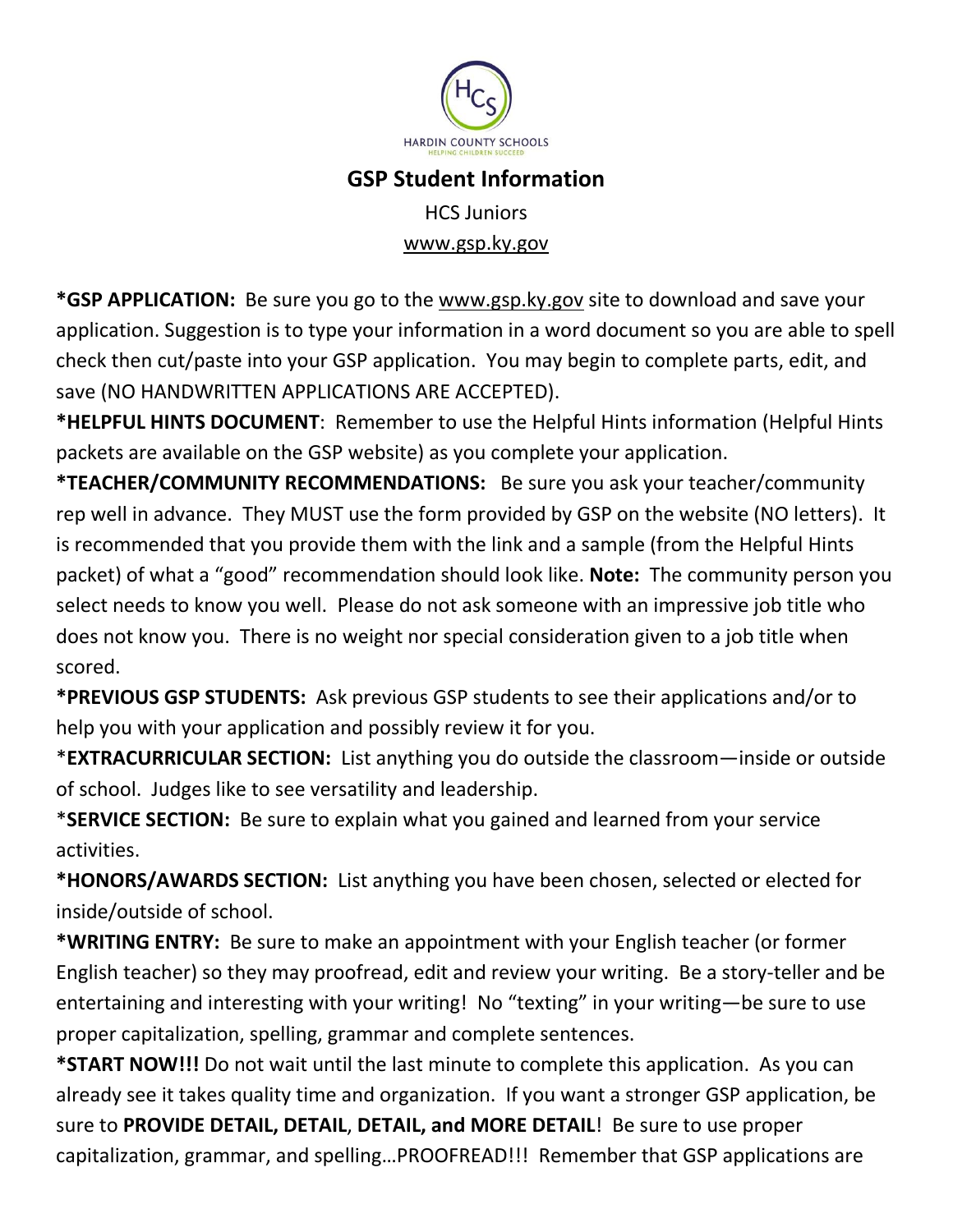HARDIN COUNTY SCHOOLS
HELPING CHILDREN SUCCEED

# GSP Student Information

HCS Juniors

www.gsp.ky.gov

**\*GSP APPLICATION:** Be sure you go to the www.gsp.ky.gov site to download and save your application. Suggestion is to type your information in a word document so you are able to spell check then cut/paste into your GSP application. You may begin to complete parts, edit, and save (NO HANDWRITTEN APPLICATIONS ARE ACCEPTED).

**\*HELPFUL HINTS DOCUMENT**: Remember to use the Helpful Hints information (Helpful Hints packets are available on the GSP website) as you complete your application.

**\*TEACHER/COMMUNITY RECOMMENDATIONS:** Be sure you ask your teacher/community rep well in advance. They MUST use the form provided by GSP on the website (NO letters). It is recommended that you provide them with the link and a sample (from the Helpful Hints packet) of what a "good" recommendation should look like. **Note:** The community person you select needs to know you well. Please do not ask someone with an impressive job title who does not know you. There is no weight nor special consideration given to a job title when scored.

**\*PREVIOUS GSP STUDENTS:** Ask previous GSP students to see their applications and/or to help you with your application and possibly review it for you.

\***EXTRACURRICULAR SECTION:** List anything you do outside the classroom—inside or outside of school. Judges like to see versatility and leadership.

\***SERVICE SECTION:** Be sure to explain what you gained and learned from your service activities.

**\*HONORS/AWARDS SECTION:** List anything you have been chosen, selected or elected for inside/outside of school.

**\*WRITING ENTRY:** Be sure to make an appointment with your English teacher (or former English teacher) so they may proofread, edit and review your writing. Be a story-teller and be entertaining and interesting with your writing! No "texting" in your writing—be sure to use proper capitalization, spelling, grammar and complete sentences.

**\*START NOW!!!** Do not wait until the last minute to complete this application. As you can already see it takes quality time and organization. If you want a stronger GSP application, be sure to **PROVIDE DETAIL, DETAIL**, **DETAIL, and MORE DETAIL**! Be sure to use proper capitalization, grammar, and spelling…PROOFREAD!!! Remember that GSP applications are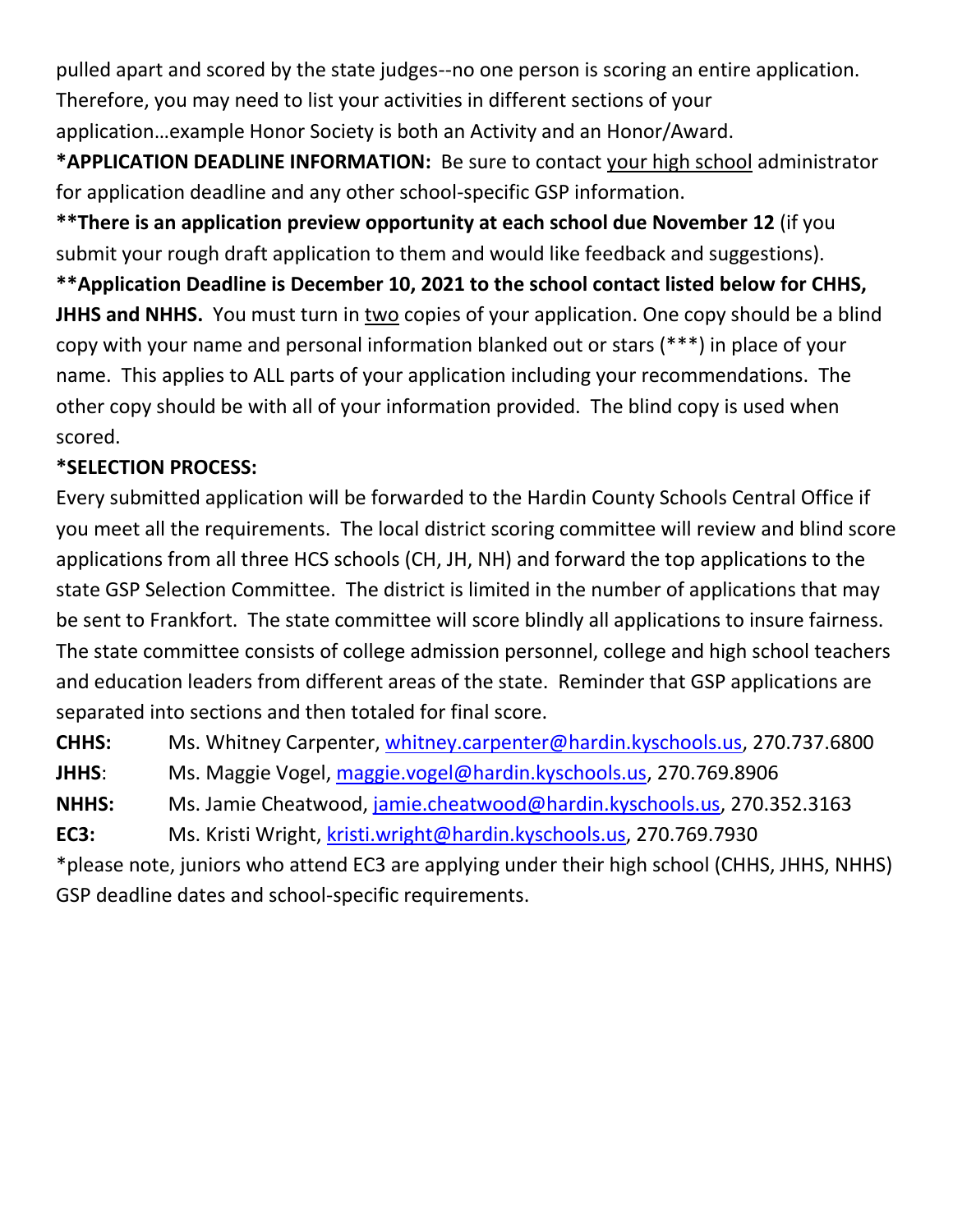pulled apart and scored by the state judges--no one person is scoring an entire application. Therefore, you may need to list your activities in different sections of your application…example Honor Society is both an Activity and an Honor/Award.

**\*APPLICATION DEADLINE INFORMATION:** Be sure to contact your high school administrator for application deadline and any other school-specific GSP information.

**\*\*There is an application preview opportunity at each school due November 12** (if you submit your rough draft application to them and would like feedback and suggestions).

**\*\*Application Deadline is December 10, 2021 to the school contact listed below for CHHS, JHHS and NHHS.** You must turn in two copies of your application. One copy should be a blind copy with your name and personal information blanked out or stars (\*\*\*) in place of your name. This applies to ALL parts of your application including your recommendations. The other copy should be with all of your information provided. The blind copy is used when scored.

**\*SELECTION PROCESS:**

Every submitted application will be forwarded to the Hardin County Schools Central Office if you meet all the requirements. The local district scoring committee will review and blind score applications from all three HCS schools (CH, JH, NH) and forward the top applications to the state GSP Selection Committee. The district is limited in the number of applications that may be sent to Frankfort. The state committee will score blindly all applications to insure fairness. The state committee consists of college admission personnel, college and high school teachers and education leaders from different areas of the state. Reminder that GSP applications are separated into sections and then totaled for final score.

**CHHS:** Ms. Whitney Carpenter, whitney.carpenter@hardin.kyschools.us, 270.737.6800

**JHHS**: Ms. Maggie Vogel, maggie.vogel@hardin.kyschools.us, 270.769.8906

**NHHS:** Ms. Jamie Cheatwood, jamie.cheatwood@hardin.kyschools.us, 270.352.3163

**EC3:** Ms. Kristi Wright, kristi.wright@hardin.kyschools.us, 270.769.7930

\*please note, juniors who attend EC3 are applying under their high school (CHHS, JHHS, NHHS) GSP deadline dates and school-specific requirements.